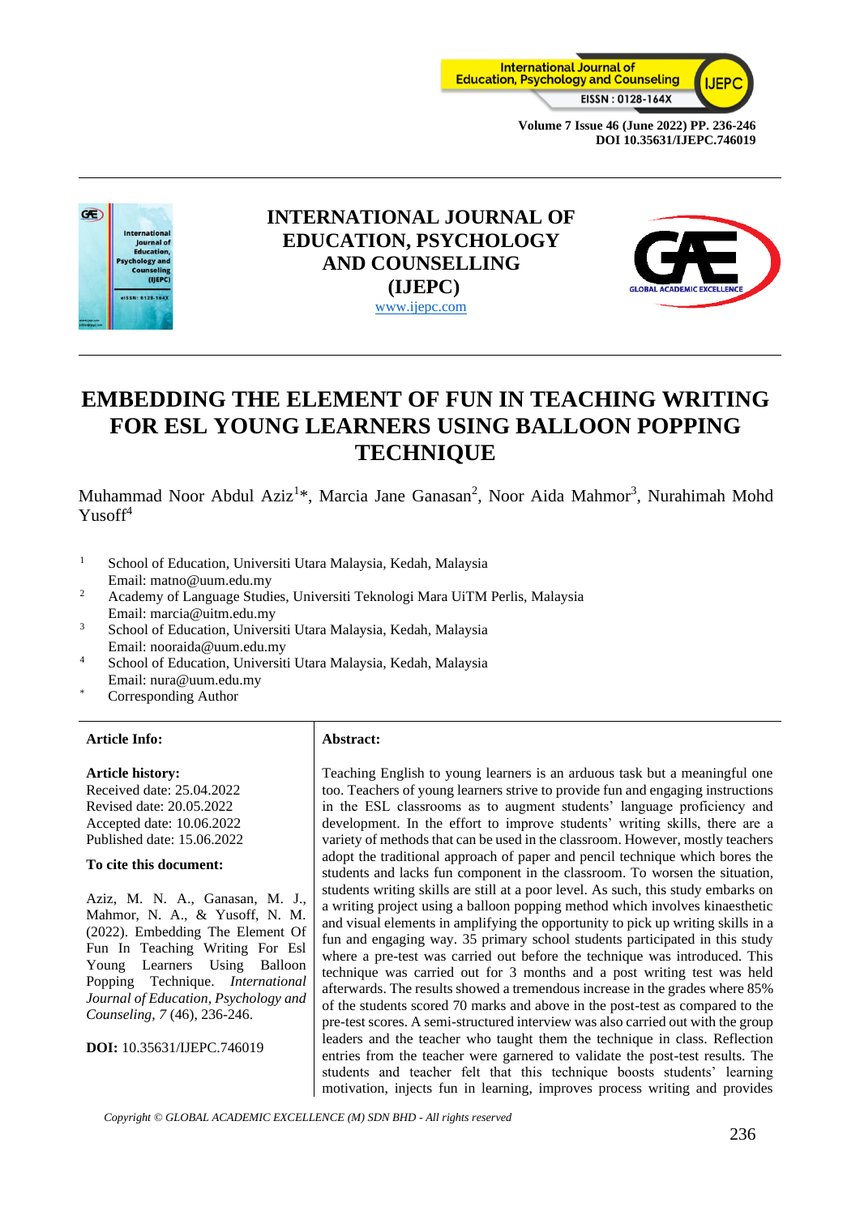**INTERNATIONAL JOURNAL OF EDUCATION, PSYCHOLOGY AND COUNSELLING (IJEPC)**
www.ijepc.com

# EMBEDDING THE ELEMENT OF FUN IN TEACHING WRITING FOR ESL YOUNG LEARNERS USING BALLOON POPPING TECHNIQUE

Muhammad Noor Abdul Aziz[1]*, Marcia Jane Ganasan[2], Noor Aida Mahmor[3], Nurahimah Mohd Yusoff[4]

[1] School of Education, Universiti Utara Malaysia, Kedah, Malaysia
Email: matno@uum.edu.my
[2] Academy of Language Studies, Universiti Teknologi Mara UiTM Perlis, Malaysia
Email: marcia@uitm.edu.my
[3] School of Education, Universiti Utara Malaysia, Kedah, Malaysia
Email: nooraida@uum.edu.my
[4] School of Education, Universiti Utara Malaysia, Kedah, Malaysia
Email: nura@uum.edu.my
[*] Corresponding Author

**Article Info:**

**Article history:**
Received date: 25.04.2022
Revised date: 20.05.2022
Accepted date: 10.06.2022
Published date: 15.06.2022

**To cite this document:**

Aziz, M. N. A., Ganasan, M. J., Mahmor, N. A., & Yusoff, N. M. (2022). Embedding The Element Of Fun In Teaching Writing For Esl Young Learners Using Balloon Popping Technique. *International Journal of Education, Psychology and Counseling, 7* (46), 236-246.

**DOI:** 10.35631/IJEPC.746019

**Abstract:**

Teaching English to young learners is an arduous task but a meaningful one too. Teachers of young learners strive to provide fun and engaging instructions in the ESL classrooms as to augment students' language proficiency and development. In the effort to improve students' writing skills, there are a variety of methods that can be used in the classroom. However, mostly teachers adopt the traditional approach of paper and pencil technique which bores the students and lacks fun component in the classroom. To worsen the situation, students writing skills are still at a poor level. As such, this study embarks on a writing project using a balloon popping method which involves kinaesthetic and visual elements in amplifying the opportunity to pick up writing skills in a fun and engaging way. 35 primary school students participated in this study where a pre-test was carried out before the technique was introduced. This technique was carried out for 3 months and a post writing test was held afterwards. The results showed a tremendous increase in the grades where 85% of the students scored 70 marks and above in the post-test as compared to the pre-test scores. A semi-structured interview was also carried out with the group leaders and the teacher who taught them the technique in class. Reflection entries from the teacher were garnered to validate the post-test results. The students and teacher felt that this technique boosts students' learning motivation, injects fun in learning, improves process writing and provides

*Copyright © GLOBAL ACADEMIC EXCELLENCE (M) SDN BHD - All rights reserved*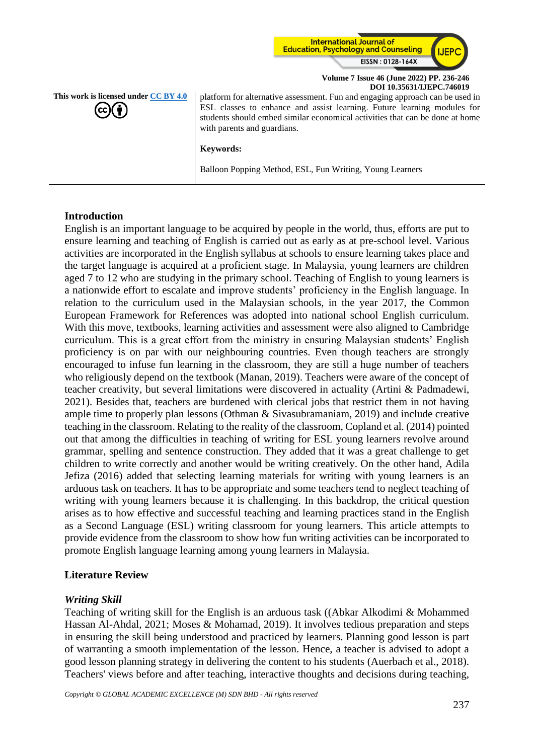This work is licensed under CC BY 4.0

platform for alternative assessment. Fun and engaging approach can be used in ESL classes to enhance and assist learning. Future learning modules for students should embed similar economical activities that can be done at home with parents and guardians.

**Keywords:**

Balloon Popping Method, ESL, Fun Writing, Young Learners

## Introduction

English is an important language to be acquired by people in the world, thus, efforts are put to ensure learning and teaching of English is carried out as early as at pre-school level. Various activities are incorporated in the English syllabus at schools to ensure learning takes place and the target language is acquired at a proficient stage. In Malaysia, young learners are children aged 7 to 12 who are studying in the primary school. Teaching of English to young learners is a nationwide effort to escalate and improve students' proficiency in the English language. In relation to the curriculum used in the Malaysian schools, in the year 2017, the Common European Framework for References was adopted into national school English curriculum. With this move, textbooks, learning activities and assessment were also aligned to Cambridge curriculum. This is a great effort from the ministry in ensuring Malaysian students' English proficiency is on par with our neighbouring countries. Even though teachers are strongly encouraged to infuse fun learning in the classroom, they are still a huge number of teachers who religiously depend on the textbook (Manan, 2019). Teachers were aware of the concept of teacher creativity, but several limitations were discovered in actuality (Artini & Padmadewi, 2021). Besides that, teachers are burdened with clerical jobs that restrict them in not having ample time to properly plan lessons (Othman & Sivasubramaniam, 2019) and include creative teaching in the classroom. Relating to the reality of the classroom, Copland et al. (2014) pointed out that among the difficulties in teaching of writing for ESL young learners revolve around grammar, spelling and sentence construction. They added that it was a great challenge to get children to write correctly and another would be writing creatively. On the other hand, Adila Jefiza (2016) added that selecting learning materials for writing with young learners is an arduous task on teachers. It has to be appropriate and some teachers tend to neglect teaching of writing with young learners because it is challenging. In this backdrop, the critical question arises as to how effective and successful teaching and learning practices stand in the English as a Second Language (ESL) writing classroom for young learners. This article attempts to provide evidence from the classroom to show how fun writing activities can be incorporated to promote English language learning among young learners in Malaysia.

## Literature Review

### *Writing Skill*

Teaching of writing skill for the English is an arduous task ((Abkar Alkodimi & Mohammed Hassan Al-Ahdal, 2021; Moses & Mohamad, 2019). It involves tedious preparation and steps in ensuring the skill being understood and practiced by learners. Planning good lesson is part of warranting a smooth implementation of the lesson. Hence, a teacher is advised to adopt a good lesson planning strategy in delivering the content to his students (Auerbach et al., 2018). Teachers' views before and after teaching, interactive thoughts and decisions during teaching,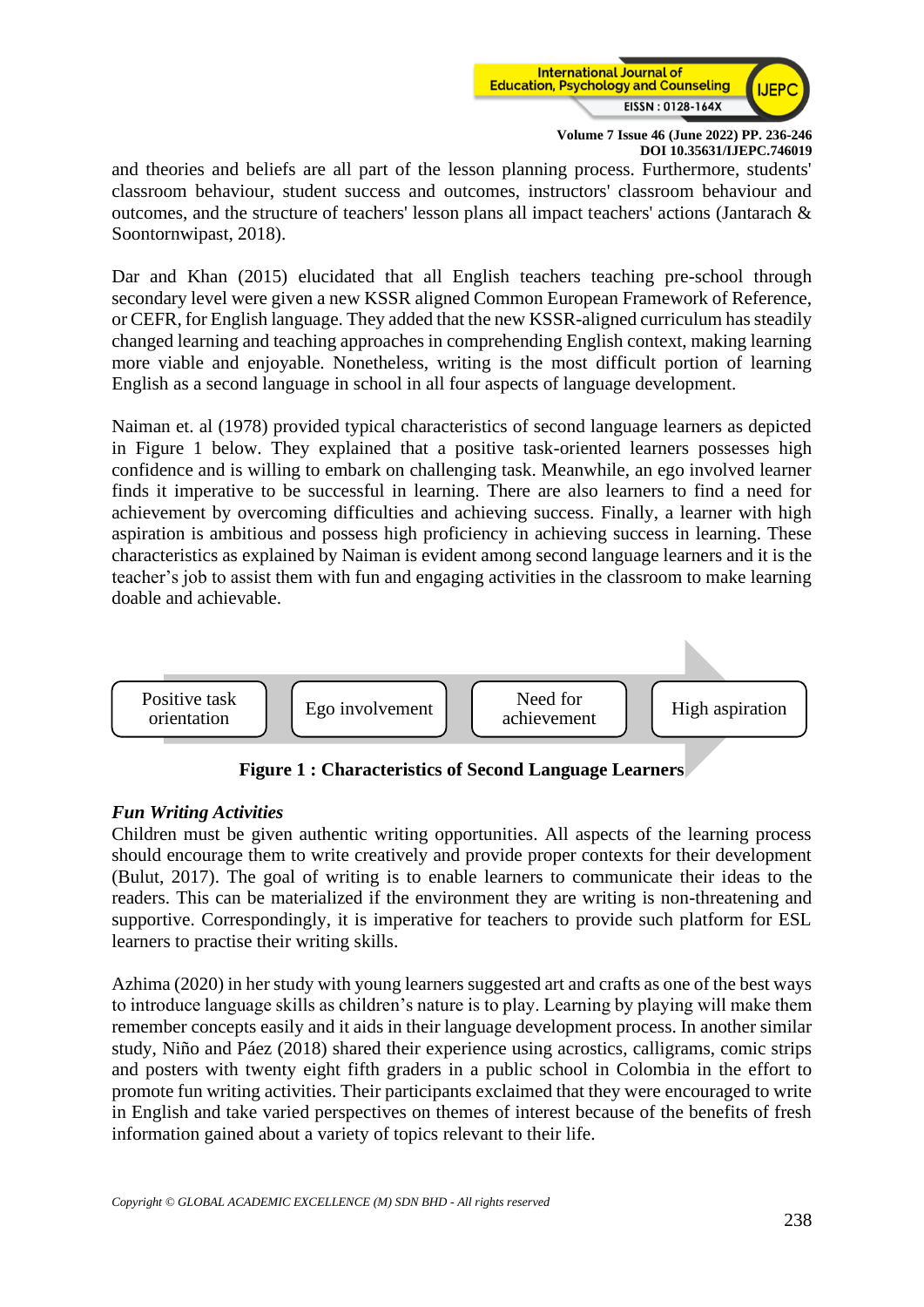and theories and beliefs are all part of the lesson planning process. Furthermore, students' classroom behaviour, student success and outcomes, instructors' classroom behaviour and outcomes, and the structure of teachers' lesson plans all impact teachers' actions (Jantarach & Soontornwipast, 2018).

Dar and Khan (2015) elucidated that all English teachers teaching pre-school through secondary level were given a new KSSR aligned Common European Framework of Reference, or CEFR, for English language. They added that the new KSSR-aligned curriculum has steadily changed learning and teaching approaches in comprehending English context, making learning more viable and enjoyable. Nonetheless, writing is the most difficult portion of learning English as a second language in school in all four aspects of language development.

Naiman et. al (1978) provided typical characteristics of second language learners as depicted in Figure 1 below. They explained that a positive task-oriented learners possesses high confidence and is willing to embark on challenging task. Meanwhile, an ego involved learner finds it imperative to be successful in learning. There are also learners to find a need for achievement by overcoming difficulties and achieving success. Finally, a learner with high aspiration is ambitious and possess high proficiency in achieving success in learning. These characteristics as explained by Naiman is evident among second language learners and it is the teacher's job to assist them with fun and engaging activities in the classroom to make learning doable and achievable.

Positive task orientation → Ego involvement → Need for achievement → High aspiration

**Figure 1 : Characteristics of Second Language Learners**

***Fun Writing Activities***

Children must be given authentic writing opportunities. All aspects of the learning process should encourage them to write creatively and provide proper contexts for their development (Bulut, 2017). The goal of writing is to enable learners to communicate their ideas to the readers. This can be materialized if the environment they are writing is non-threatening and supportive. Correspondingly, it is imperative for teachers to provide such platform for ESL learners to practise their writing skills.

Azhima (2020) in her study with young learners suggested art and crafts as one of the best ways to introduce language skills as children's nature is to play. Learning by playing will make them remember concepts easily and it aids in their language development process. In another similar study, Niño and Páez (2018) shared their experience using acrostics, calligrams, comic strips and posters with twenty eight fifth graders in a public school in Colombia in the effort to promote fun writing activities. Their participants exclaimed that they were encouraged to write in English and take varied perspectives on themes of interest because of the benefits of fresh information gained about a variety of topics relevant to their life.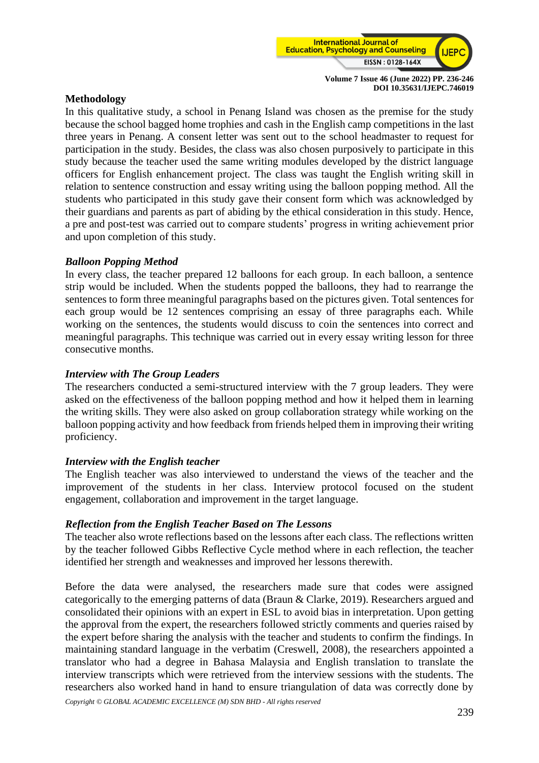**Methodology**

In this qualitative study, a school in Penang Island was chosen as the premise for the study because the school bagged home trophies and cash in the English camp competitions in the last three years in Penang. A consent letter was sent out to the school headmaster to request for participation in the study. Besides, the class was also chosen purposively to participate in this study because the teacher used the same writing modules developed by the district language officers for English enhancement project. The class was taught the English writing skill in relation to sentence construction and essay writing using the balloon popping method. All the students who participated in this study gave their consent form which was acknowledged by their guardians and parents as part of abiding by the ethical consideration in this study. Hence, a pre and post-test was carried out to compare students' progress in writing achievement prior and upon completion of this study.

***Balloon Popping Method***

In every class, the teacher prepared 12 balloons for each group. In each balloon, a sentence strip would be included. When the students popped the balloons, they had to rearrange the sentences to form three meaningful paragraphs based on the pictures given. Total sentences for each group would be 12 sentences comprising an essay of three paragraphs each. While working on the sentences, the students would discuss to coin the sentences into correct and meaningful paragraphs. This technique was carried out in every essay writing lesson for three consecutive months.

***Interview with The Group Leaders***

The researchers conducted a semi-structured interview with the 7 group leaders. They were asked on the effectiveness of the balloon popping method and how it helped them in learning the writing skills. They were also asked on group collaboration strategy while working on the balloon popping activity and how feedback from friends helped them in improving their writing proficiency.

***Interview with the English teacher***

The English teacher was also interviewed to understand the views of the teacher and the improvement of the students in her class. Interview protocol focused on the student engagement, collaboration and improvement in the target language.

***Reflection from the English Teacher Based on The Lessons***

The teacher also wrote reflections based on the lessons after each class. The reflections written by the teacher followed Gibbs Reflective Cycle method where in each reflection, the teacher identified her strength and weaknesses and improved her lessons therewith.

Before the data were analysed, the researchers made sure that codes were assigned categorically to the emerging patterns of data (Braun & Clarke, 2019). Researchers argued and consolidated their opinions with an expert in ESL to avoid bias in interpretation. Upon getting the approval from the expert, the researchers followed strictly comments and queries raised by the expert before sharing the analysis with the teacher and students to confirm the findings. In maintaining standard language in the verbatim (Creswell, 2008), the researchers appointed a translator who had a degree in Bahasa Malaysia and English translation to translate the interview transcripts which were retrieved from the interview sessions with the students. The researchers also worked hand in hand to ensure triangulation of data was correctly done by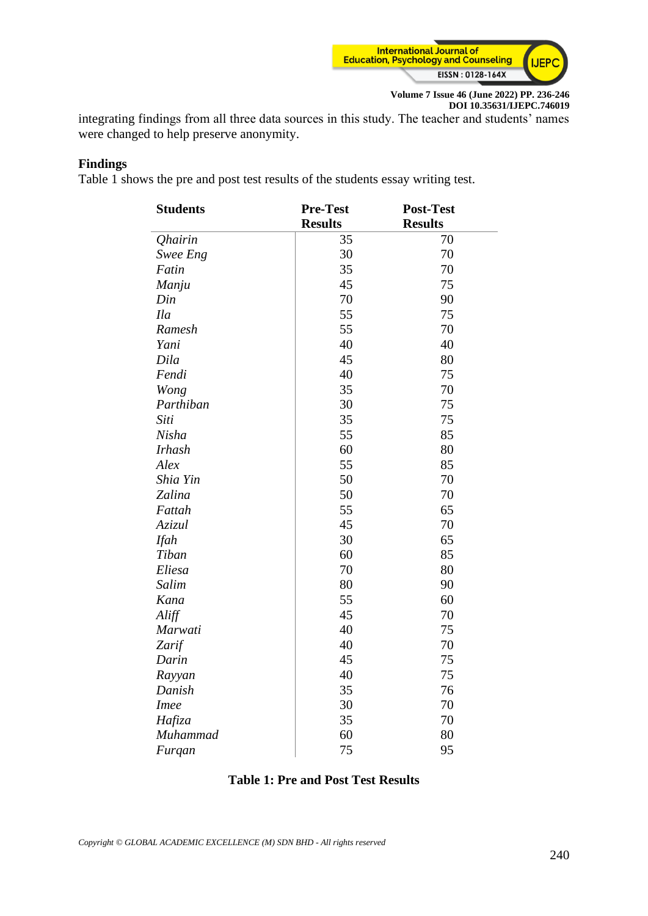integrating findings from all three data sources in this study. The teacher and students' names were changed to help preserve anonymity.

## Findings

Table 1 shows the pre and post test results of the students essay writing test.

| Students | Pre-Test Results | Post-Test Results |
|---|---|---|
| *Qhairin* | 35 | 70 |
| *Swee Eng* | 30 | 70 |
| *Fatin* | 35 | 70 |
| *Manju* | 45 | 75 |
| *Din* | 70 | 90 |
| *Ila* | 55 | 75 |
| *Ramesh* | 55 | 70 |
| *Yani* | 40 | 40 |
| *Dila* | 45 | 80 |
| *Fendi* | 40 | 75 |
| *Wong* | 35 | 70 |
| *Parthiban* | 30 | 75 |
| *Siti* | 35 | 75 |
| *Nisha* | 55 | 85 |
| *Irhash* | 60 | 80 |
| *Alex* | 55 | 85 |
| *Shia Yin* | 50 | 70 |
| *Zalina* | 50 | 70 |
| *Fattah* | 55 | 65 |
| *Azizul* | 45 | 70 |
| *Ifah* | 30 | 65 |
| *Tiban* | 60 | 85 |
| *Eliesa* | 70 | 80 |
| *Salim* | 80 | 90 |
| *Kana* | 55 | 60 |
| *Aliff* | 45 | 70 |
| *Marwati* | 40 | 75 |
| *Zarif* | 40 | 70 |
| *Darin* | 45 | 75 |
| *Rayyan* | 40 | 75 |
| *Danish* | 35 | 76 |
| *Imee* | 30 | 70 |
| *Hafiza* | 35 | 70 |
| *Muhammad* | 60 | 80 |
| *Furqan* | 75 | 95 |

**Table 1: Pre and Post Test Results**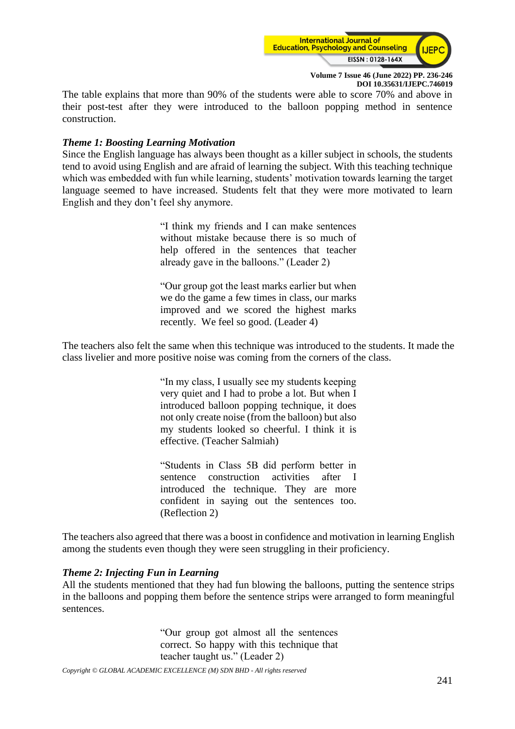The table explains that more than 90% of the students were able to score 70% and above in their post-test after they were introduced to the balloon popping method in sentence construction.

***Theme 1: Boosting Learning Motivation***

Since the English language has always been thought as a killer subject in schools, the students tend to avoid using English and are afraid of learning the subject. With this teaching technique which was embedded with fun while learning, students' motivation towards learning the target language seemed to have increased. Students felt that they were more motivated to learn English and they don't feel shy anymore.

> "I think my friends and I can make sentences without mistake because there is so much of help offered in the sentences that teacher already gave in the balloons." (Leader 2)
>
> "Our group got the least marks earlier but when we do the game a few times in class, our marks improved and we scored the highest marks recently. We feel so good. (Leader 4)

The teachers also felt the same when this technique was introduced to the students. It made the class livelier and more positive noise was coming from the corners of the class.

> "In my class, I usually see my students keeping very quiet and I had to probe a lot. But when I introduced balloon popping technique, it does not only create noise (from the balloon) but also my students looked so cheerful. I think it is effective. (Teacher Salmiah)
>
> "Students in Class 5B did perform better in sentence construction activities after I introduced the technique. They are more confident in saying out the sentences too. (Reflection 2)

The teachers also agreed that there was a boost in confidence and motivation in learning English among the students even though they were seen struggling in their proficiency.

***Theme 2: Injecting Fun in Learning***

All the students mentioned that they had fun blowing the balloons, putting the sentence strips in the balloons and popping them before the sentence strips were arranged to form meaningful sentences.

> "Our group got almost all the sentences correct. So happy with this technique that teacher taught us." (Leader 2)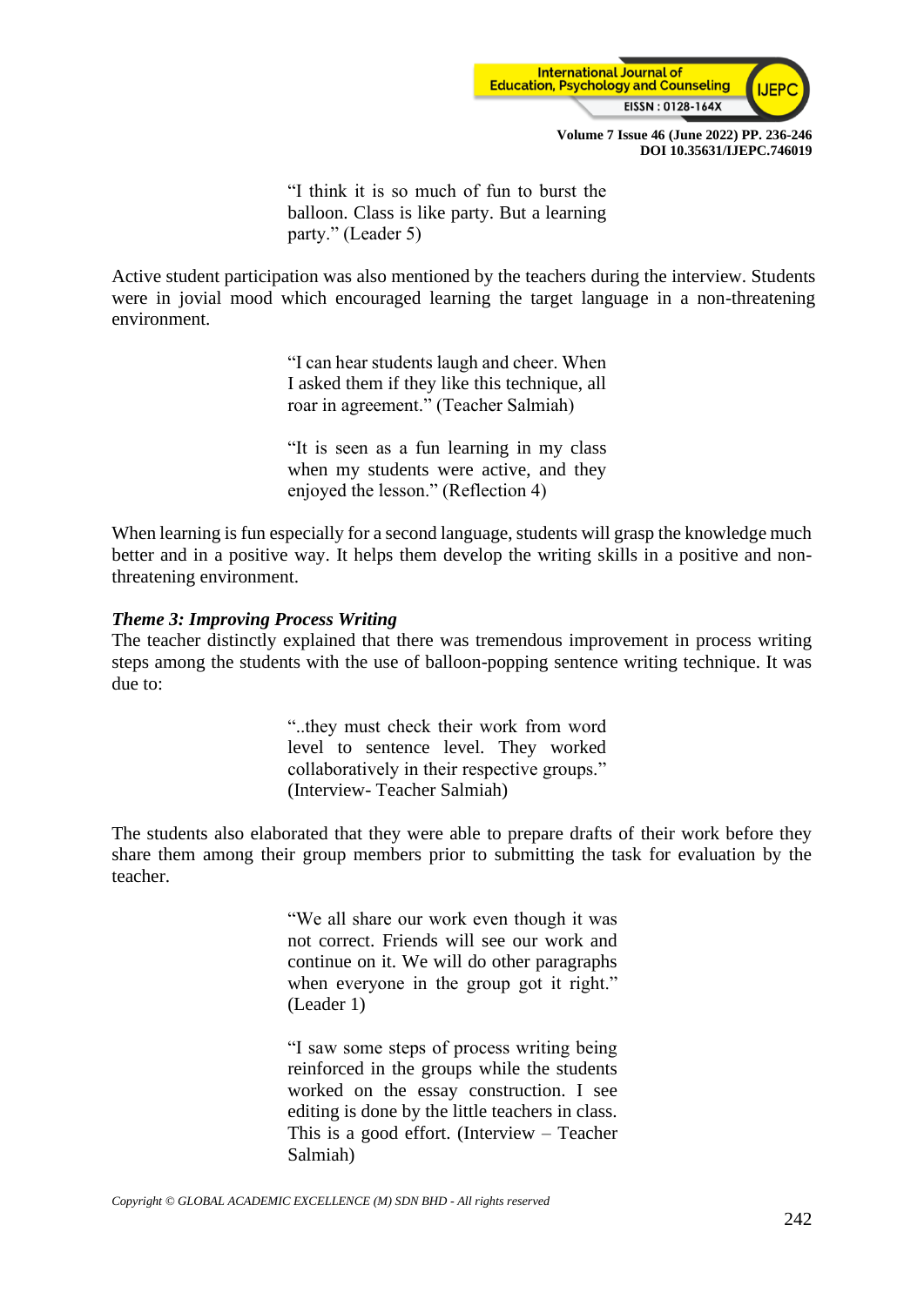> "I think it is so much of fun to burst the balloon. Class is like party. But a learning party." (Leader 5)

Active student participation was also mentioned by the teachers during the interview. Students were in jovial mood which encouraged learning the target language in a non-threatening environment.

> "I can hear students laugh and cheer. When I asked them if they like this technique, all roar in agreement." (Teacher Salmiah)

> "It is seen as a fun learning in my class when my students were active, and they enjoyed the lesson." (Reflection 4)

When learning is fun especially for a second language, students will grasp the knowledge much better and in a positive way. It helps them develop the writing skills in a positive and non-threatening environment.

***Theme 3: Improving Process Writing***

The teacher distinctly explained that there was tremendous improvement in process writing steps among the students with the use of balloon-popping sentence writing technique. It was due to:

> "..they must check their work from word level to sentence level. They worked collaboratively in their respective groups." (Interview- Teacher Salmiah)

The students also elaborated that they were able to prepare drafts of their work before they share them among their group members prior to submitting the task for evaluation by the teacher.

> "We all share our work even though it was not correct. Friends will see our work and continue on it. We will do other paragraphs when everyone in the group got it right." (Leader 1)

> "I saw some steps of process writing being reinforced in the groups while the students worked on the essay construction. I see editing is done by the little teachers in class. This is a good effort. (Interview – Teacher Salmiah)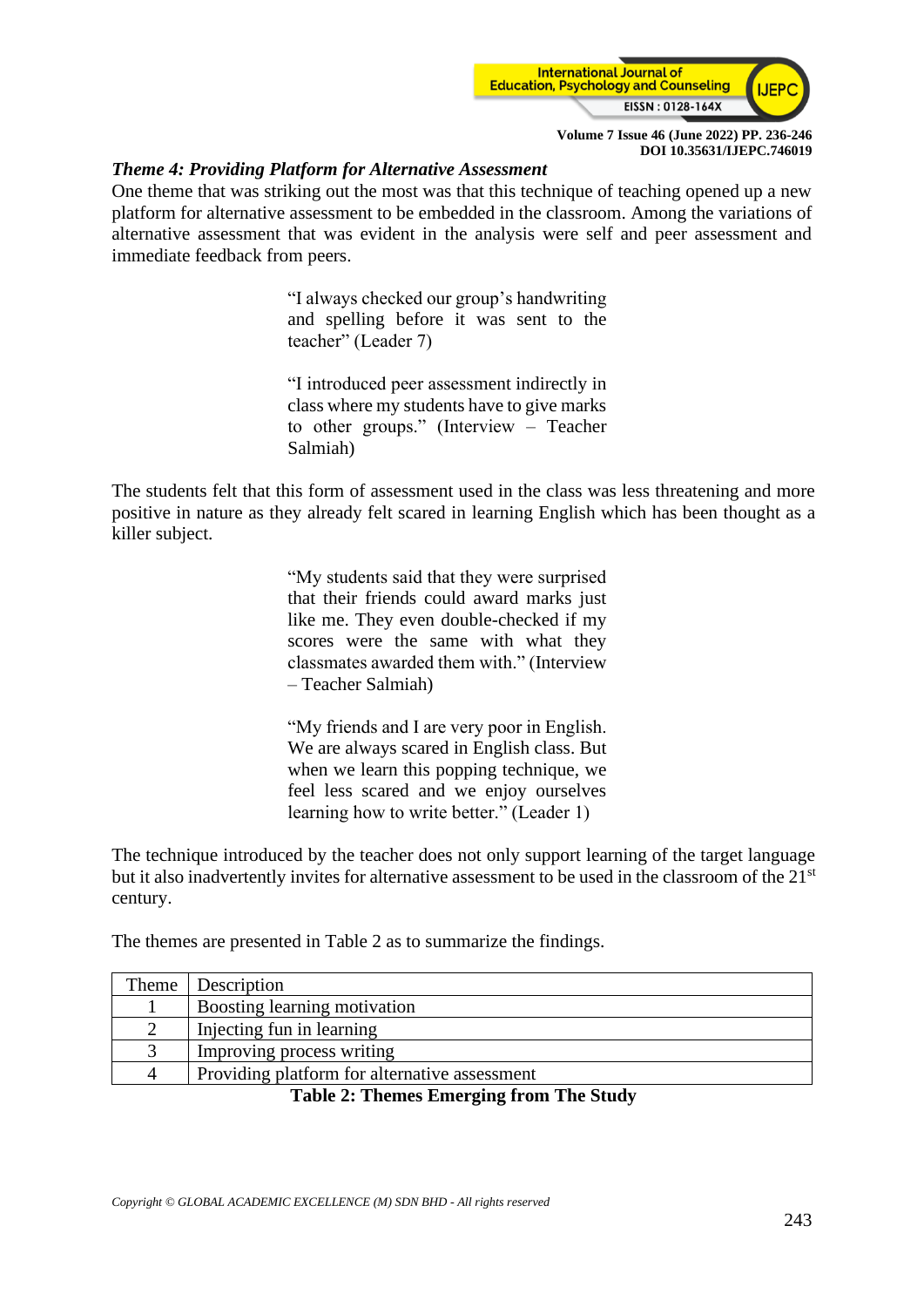### *Theme 4: Providing Platform for Alternative Assessment*

One theme that was striking out the most was that this technique of teaching opened up a new platform for alternative assessment to be embedded in the classroom. Among the variations of alternative assessment that was evident in the analysis were self and peer assessment and immediate feedback from peers.

> "I always checked our group's handwriting and spelling before it was sent to the teacher" (Leader 7)

> "I introduced peer assessment indirectly in class where my students have to give marks to other groups." (Interview – Teacher Salmiah)

The students felt that this form of assessment used in the class was less threatening and more positive in nature as they already felt scared in learning English which has been thought as a killer subject.

> "My students said that they were surprised that their friends could award marks just like me. They even double-checked if my scores were the same with what they classmates awarded them with." (Interview – Teacher Salmiah)

> "My friends and I are very poor in English. We are always scared in English class. But when we learn this popping technique, we feel less scared and we enjoy ourselves learning how to write better." (Leader 1)

The technique introduced by the teacher does not only support learning of the target language but it also inadvertently invites for alternative assessment to be used in the classroom of the 21st century.

The themes are presented in Table 2 as to summarize the findings.

| Theme | Description |
|---|---|
| 1 | Boosting learning motivation |
| 2 | Injecting fun in learning |
| 3 | Improving process writing |
| 4 | Providing platform for alternative assessment |

**Table 2: Themes Emerging from The Study**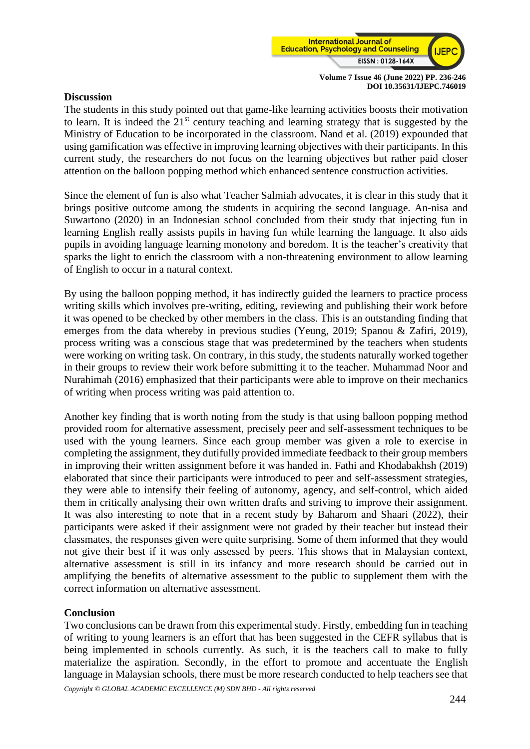## Discussion

The students in this study pointed out that game-like learning activities boosts their motivation to learn. It is indeed the 21st century teaching and learning strategy that is suggested by the Ministry of Education to be incorporated in the classroom. Nand et al. (2019) expounded that using gamification was effective in improving learning objectives with their participants. In this current study, the researchers do not focus on the learning objectives but rather paid closer attention on the balloon popping method which enhanced sentence construction activities.

Since the element of fun is also what Teacher Salmiah advocates, it is clear in this study that it brings positive outcome among the students in acquiring the second language. An-nisa and Suwartono (2020) in an Indonesian school concluded from their study that injecting fun in learning English really assists pupils in having fun while learning the language. It also aids pupils in avoiding language learning monotony and boredom. It is the teacher's creativity that sparks the light to enrich the classroom with a non-threatening environment to allow learning of English to occur in a natural context.

By using the balloon popping method, it has indirectly guided the learners to practice process writing skills which involves pre-writing, editing, reviewing and publishing their work before it was opened to be checked by other members in the class. This is an outstanding finding that emerges from the data whereby in previous studies (Yeung, 2019; Spanou & Zafiri, 2019), process writing was a conscious stage that was predetermined by the teachers when students were working on writing task. On contrary, in this study, the students naturally worked together in their groups to review their work before submitting it to the teacher. Muhammad Noor and Nurahimah (2016) emphasized that their participants were able to improve on their mechanics of writing when process writing was paid attention to.

Another key finding that is worth noting from the study is that using balloon popping method provided room for alternative assessment, precisely peer and self-assessment techniques to be used with the young learners. Since each group member was given a role to exercise in completing the assignment, they dutifully provided immediate feedback to their group members in improving their written assignment before it was handed in. Fathi and Khodabakhsh (2019) elaborated that since their participants were introduced to peer and self-assessment strategies, they were able to intensify their feeling of autonomy, agency, and self-control, which aided them in critically analysing their own written drafts and striving to improve their assignment. It was also interesting to note that in a recent study by Baharom and Shaari (2022), their participants were asked if their assignment were not graded by their teacher but instead their classmates, the responses given were quite surprising. Some of them informed that they would not give their best if it was only assessed by peers. This shows that in Malaysian context, alternative assessment is still in its infancy and more research should be carried out in amplifying the benefits of alternative assessment to the public to supplement them with the correct information on alternative assessment.

## Conclusion

Two conclusions can be drawn from this experimental study. Firstly, embedding fun in teaching of writing to young learners is an effort that has been suggested in the CEFR syllabus that is being implemented in schools currently. As such, it is the teachers call to make to fully materialize the aspiration. Secondly, in the effort to promote and accentuate the English language in Malaysian schools, there must be more research conducted to help teachers see that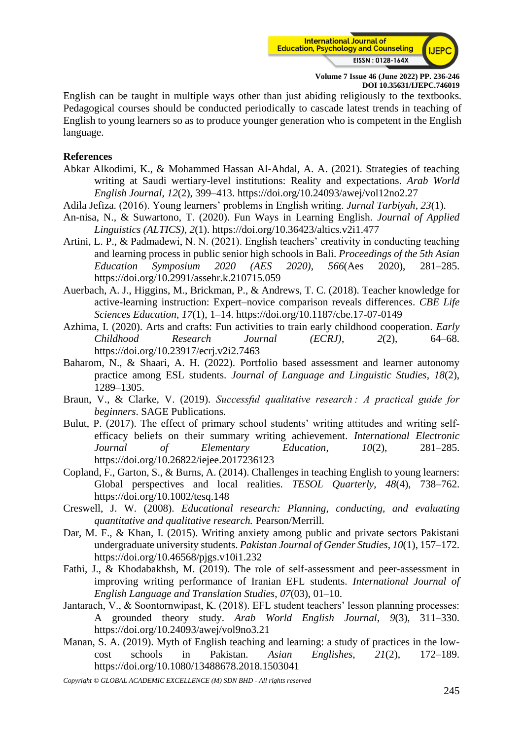English can be taught in multiple ways other than just abiding religiously to the textbooks. Pedagogical courses should be conducted periodically to cascade latest trends in teaching of English to young learners so as to produce younger generation who is competent in the English language.

## References

Abkar Alkodimi, K., & Mohammed Hassan Al-Ahdal, A. A. (2021). Strategies of teaching writing at Saudi wertiary-level institutions: Reality and expectations. *Arab World English Journal*, *12*(2), 399–413. https://doi.org/10.24093/awej/vol12no2.27

Adila Jefiza. (2016). Young learners' problems in English writing. *Jurnal Tarbiyah*, *23*(1).

An-nisa, N., & Suwartono, T. (2020). Fun Ways in Learning English. *Journal of Applied Linguistics (ALTICS)*, *2*(1). https://doi.org/10.36423/altics.v2i1.477

Artini, L. P., & Padmadewi, N. N. (2021). English teachers' creativity in conducting teaching and learning process in public senior high schools in Bali. *Proceedings of the 5th Asian Education Symposium 2020 (AES 2020)*, *566*(Aes 2020), 281–285. https://doi.org/10.2991/assehr.k.210715.059

Auerbach, A. J., Higgins, M., Brickman, P., & Andrews, T. C. (2018). Teacher knowledge for active-learning instruction: Expert–novice comparison reveals differences. *CBE Life Sciences Education*, *17*(1), 1–14. https://doi.org/10.1187/cbe.17-07-0149

Azhima, I. (2020). Arts and crafts: Fun activities to train early childhood cooperation. *Early Childhood Research Journal (ECRJ)*, *2*(2), 64–68. https://doi.org/10.23917/ecrj.v2i2.7463

Baharom, N., & Shaari, A. H. (2022). Portfolio based assessment and learner autonomy practice among ESL students. *Journal of Language and Linguistic Studies*, *18*(2), 1289–1305.

Braun, V., & Clarke, V. (2019). *Successful qualitative research : A practical guide for beginners*. SAGE Publications.

Bulut, P. (2017). The effect of primary school students' writing attitudes and writing self-efficacy beliefs on their summary writing achievement. *International Electronic Journal of Elementary Education*, *10*(2), 281–285. https://doi.org/10.26822/iejee.2017236123

Copland, F., Garton, S., & Burns, A. (2014). Challenges in teaching English to young learners: Global perspectives and local realities. *TESOL Quarterly*, *48*(4), 738–762. https://doi.org/10.1002/tesq.148

Creswell, J. W. (2008). *Educational research: Planning, conducting, and evaluating quantitative and qualitative research.* Pearson/Merrill.

Dar, M. F., & Khan, I. (2015). Writing anxiety among public and private sectors Pakistani undergraduate university students. *Pakistan Journal of Gender Studies*, *10*(1), 157–172. https://doi.org/10.46568/pjgs.v10i1.232

Fathi, J., & Khodabakhsh, M. (2019). The role of self-assessment and peer-assessment in improving writing performance of Iranian EFL students. *International Journal of English Language and Translation Studies*, *07*(03), 01–10.

Jantarach, V., & Soontornwipast, K. (2018). EFL student teachers' lesson planning processes: A grounded theory study. *Arab World English Journal*, *9*(3), 311–330. https://doi.org/10.24093/awej/vol9no3.21

Manan, S. A. (2019). Myth of English teaching and learning: a study of practices in the low-cost schools in Pakistan. *Asian Englishes*, *21*(2), 172–189. https://doi.org/10.1080/13488678.2018.1503041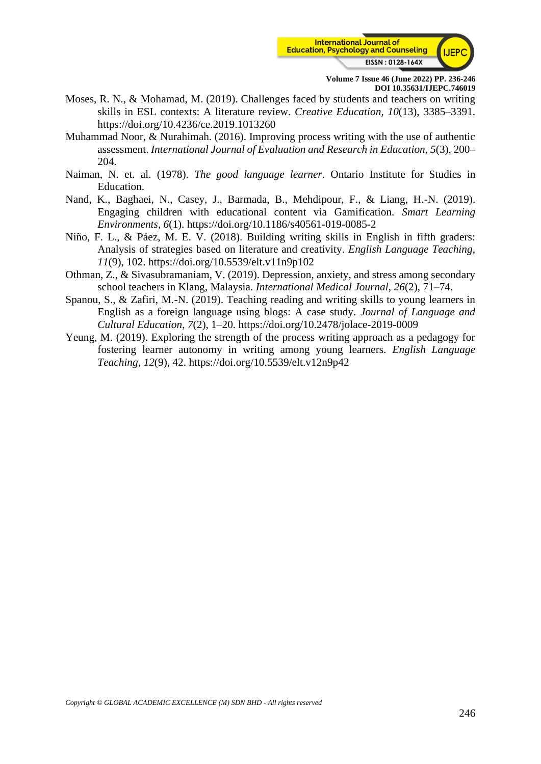Moses, R. N., & Mohamad, M. (2019). Challenges faced by students and teachers on writing skills in ESL contexts: A literature review. *Creative Education*, *10*(13), 3385–3391. https://doi.org/10.4236/ce.2019.1013260

Muhammad Noor, & Nurahimah. (2016). Improving process writing with the use of authentic assessment. *International Journal of Evaluation and Research in Education*, *5*(3), 200–204.

Naiman, N. et. al. (1978). *The good language learner*. Ontario Institute for Studies in Education.

Nand, K., Baghaei, N., Casey, J., Barmada, B., Mehdipour, F., & Liang, H.-N. (2019). Engaging children with educational content via Gamification. *Smart Learning Environments*, *6*(1). https://doi.org/10.1186/s40561-019-0085-2

Niño, F. L., & Páez, M. E. V. (2018). Building writing skills in English in fifth graders: Analysis of strategies based on literature and creativity. *English Language Teaching*, *11*(9), 102. https://doi.org/10.5539/elt.v11n9p102

Othman, Z., & Sivasubramaniam, V. (2019). Depression, anxiety, and stress among secondary school teachers in Klang, Malaysia. *International Medical Journal*, *26*(2), 71–74.

Spanou, S., & Zafiri, M.-N. (2019). Teaching reading and writing skills to young learners in English as a foreign language using blogs: A case study. *Journal of Language and Cultural Education*, *7*(2), 1–20. https://doi.org/10.2478/jolace-2019-0009

Yeung, M. (2019). Exploring the strength of the process writing approach as a pedagogy for fostering learner autonomy in writing among young learners. *English Language Teaching*, *12*(9), 42. https://doi.org/10.5539/elt.v12n9p42